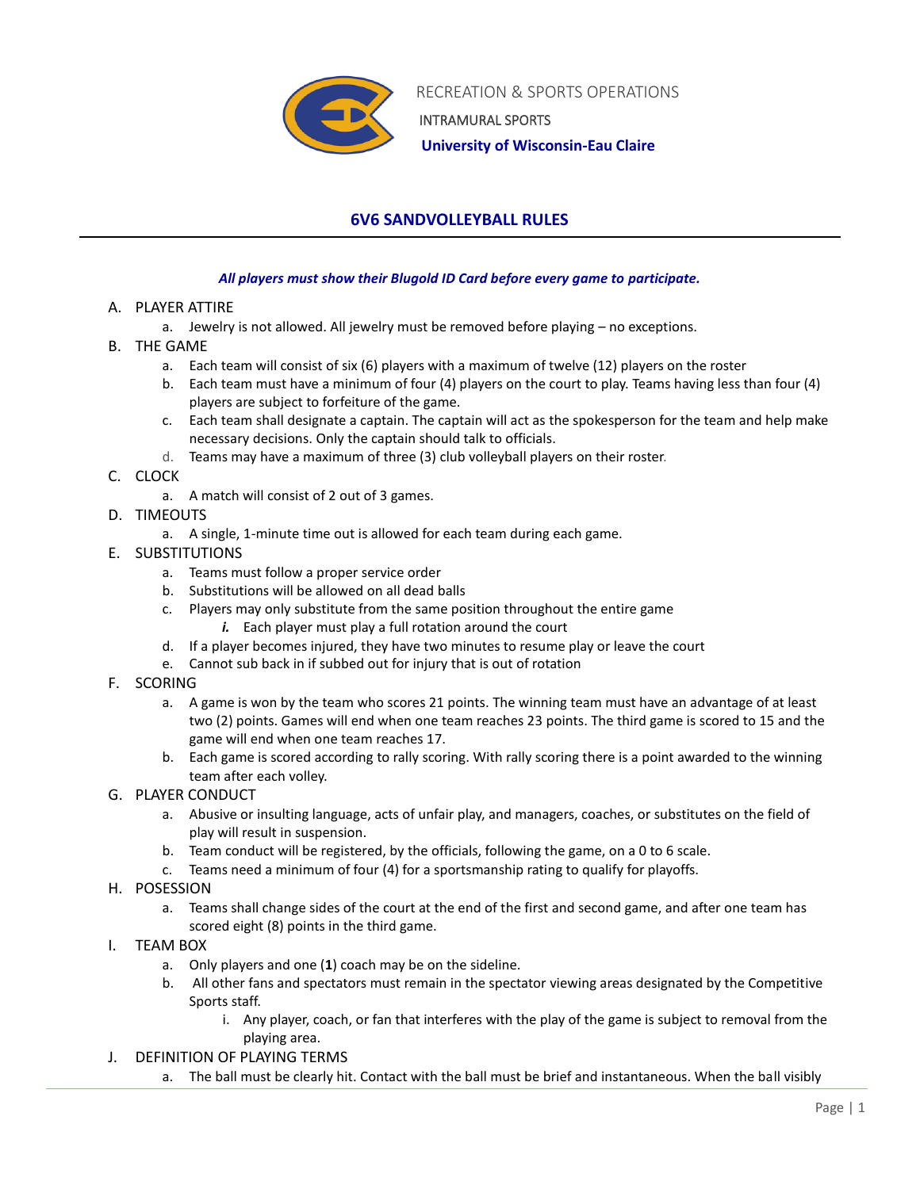RECREATION & SPORTS OPERATIONS

INTRAMURAL SPORTS

**University of Wisconsin-Eau Claire**

## 6V6 SANDVOLLEYBALL RULES

***All players must show their Blugold ID Card before every game to participate.***

A. PLAYER ATTIRE
   a. Jewelry is not allowed. All jewelry must be removed before playing – no exceptions.

B. THE GAME
   a. Each team will consist of six (6) players with a maximum of twelve (12) players on the roster
   b. Each team must have a minimum of four (4) players on the court to play. Teams having less than four (4) players are subject to forfeiture of the game.
   c. Each team shall designate a captain. The captain will act as the spokesperson for the team and help make necessary decisions. Only the captain should talk to officials.
   d. Teams may have a maximum of three (3) club volleyball players on their roster.

C. CLOCK
   a. A match will consist of 2 out of 3 games.

D. TIMEOUTS
   a. A single, 1-minute time out is allowed for each team during each game.

E. SUBSTITUTIONS
   a. Teams must follow a proper service order
   b. Substitutions will be allowed on all dead balls
   c. Players may only substitute from the same position throughout the entire game
      ***i.*** Each player must play a full rotation around the court
   d. If a player becomes injured, they have two minutes to resume play or leave the court
   e. Cannot sub back in if subbed out for injury that is out of rotation

F. SCORING
   a. A game is won by the team who scores 21 points. The winning team must have an advantage of at least two (2) points. Games will end when one team reaches 23 points. The third game is scored to 15 and the game will end when one team reaches 17.
   b. Each game is scored according to rally scoring. With rally scoring there is a point awarded to the winning team after each volley.

G. PLAYER CONDUCT
   a. Abusive or insulting language, acts of unfair play, and managers, coaches, or substitutes on the field of play will result in suspension.
   b. Team conduct will be registered, by the officials, following the game, on a 0 to 6 scale.
   c. Teams need a minimum of four (4) for a sportsmanship rating to qualify for playoffs.

H. POSESSION
   a. Teams shall change sides of the court at the end of the first and second game, and after one team has scored eight (8) points in the third game.

I. TEAM BOX
   a. Only players and one (**1**) coach may be on the sideline.
   b. All other fans and spectators must remain in the spectator viewing areas designated by the Competitive Sports staff.
      i. Any player, coach, or fan that interferes with the play of the game is subject to removal from the playing area.

J. DEFINITION OF PLAYING TERMS
   a. The ball must be clearly hit. Contact with the ball must be brief and instantaneous. When the ball visibly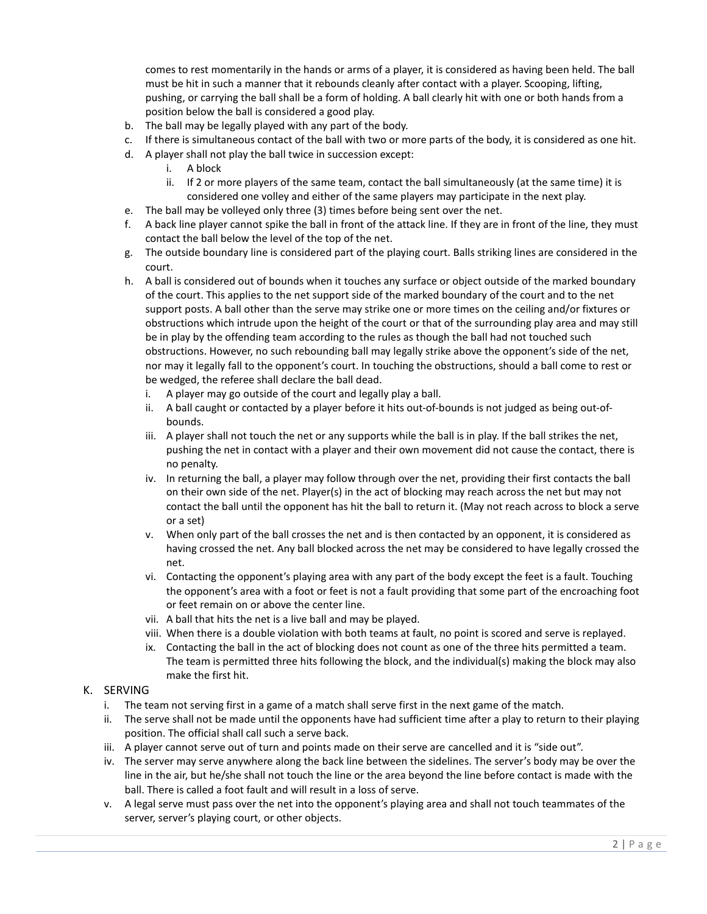comes to rest momentarily in the hands or arms of a player, it is considered as having been held. The ball must be hit in such a manner that it rebounds cleanly after contact with a player. Scooping, lifting, pushing, or carrying the ball shall be a form of holding. A ball clearly hit with one or both hands from a position below the ball is considered a good play.

b. The ball may be legally played with any part of the body.
c. If there is simultaneous contact of the ball with two or more parts of the body, it is considered as one hit.
d. A player shall not play the ball twice in succession except:
    i. A block
    ii. If 2 or more players of the same team, contact the ball simultaneously (at the same time) it is considered one volley and either of the same players may participate in the next play.
e. The ball may be volleyed only three (3) times before being sent over the net.
f. A back line player cannot spike the ball in front of the attack line. If they are in front of the line, they must contact the ball below the level of the top of the net.
g. The outside boundary line is considered part of the playing court. Balls striking lines are considered in the court.
h. A ball is considered out of bounds when it touches any surface or object outside of the marked boundary of the court. This applies to the net support side of the marked boundary of the court and to the net support posts. A ball other than the serve may strike one or more times on the ceiling and/or fixtures or obstructions which intrude upon the height of the court or that of the surrounding play area and may still be in play by the offending team according to the rules as though the ball had not touched such obstructions. However, no such rebounding ball may legally strike above the opponent's side of the net, nor may it legally fall to the opponent's court. In touching the obstructions, should a ball come to rest or be wedged, the referee shall declare the ball dead.
    i. A player may go outside of the court and legally play a ball.
    ii. A ball caught or contacted by a player before it hits out-of-bounds is not judged as being out-of-bounds.
    iii. A player shall not touch the net or any supports while the ball is in play. If the ball strikes the net, pushing the net in contact with a player and their own movement did not cause the contact, there is no penalty.
    iv. In returning the ball, a player may follow through over the net, providing their first contacts the ball on their own side of the net. Player(s) in the act of blocking may reach across the net but may not contact the ball until the opponent has hit the ball to return it. (May not reach across to block a serve or a set)
    v. When only part of the ball crosses the net and is then contacted by an opponent, it is considered as having crossed the net. Any ball blocked across the net may be considered to have legally crossed the net.
    vi. Contacting the opponent's playing area with any part of the body except the feet is a fault. Touching the opponent's area with a foot or feet is not a fault providing that some part of the encroaching foot or feet remain on or above the center line.
    vii. A ball that hits the net is a live ball and may be played.
    viii. When there is a double violation with both teams at fault, no point is scored and serve is replayed.
    ix. Contacting the ball in the act of blocking does not count as one of the three hits permitted a team. The team is permitted three hits following the block, and the individual(s) making the block may also make the first hit.

## K. SERVING

i. The team not serving first in a game of a match shall serve first in the next game of the match.
ii. The serve shall not be made until the opponents have had sufficient time after a play to return to their playing position. The official shall call such a serve back.
iii. A player cannot serve out of turn and points made on their serve are cancelled and it is "side out".
iv. The server may serve anywhere along the back line between the sidelines. The server's body may be over the line in the air, but he/she shall not touch the line or the area beyond the line before contact is made with the ball. There is called a foot fault and will result in a loss of serve.
v. A legal serve must pass over the net into the opponent's playing area and shall not touch teammates of the server, server's playing court, or other objects.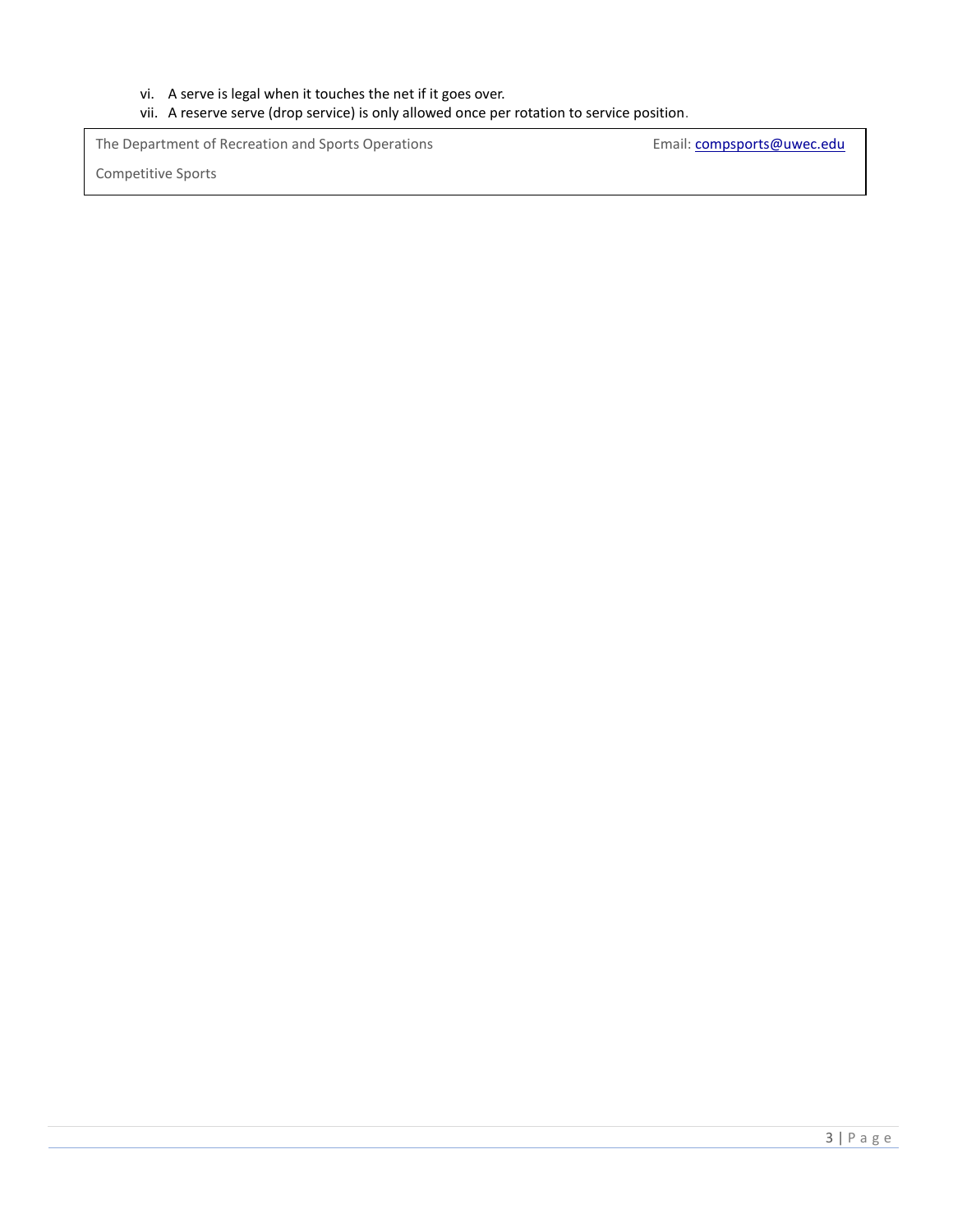vi. A serve is legal when it touches the net if it goes over.
vii. A reserve serve (drop service) is only allowed once per rotation to service position.

| | |
|---|---|
| The Department of Recreation and Sports Operations<br>Competitive Sports | Email: compsports@uwec.edu |